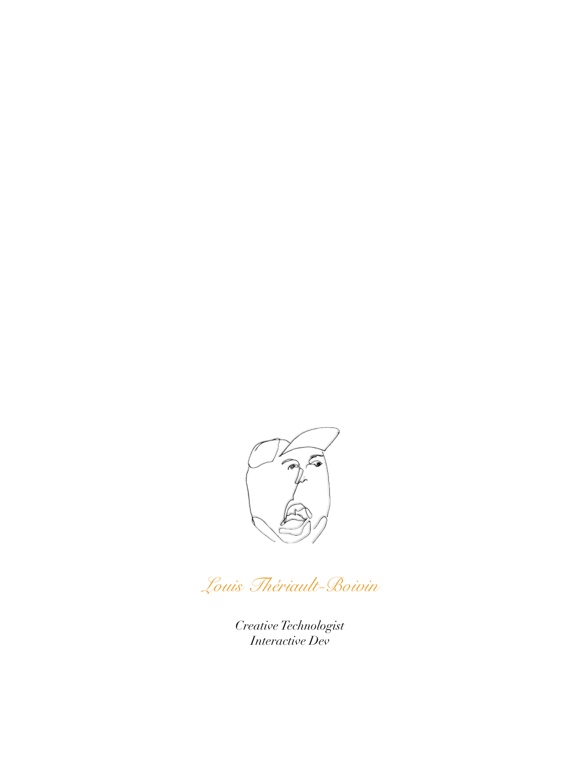# Louis Thériault-Boivin

*Creative Technologist*
*Interactive Dev*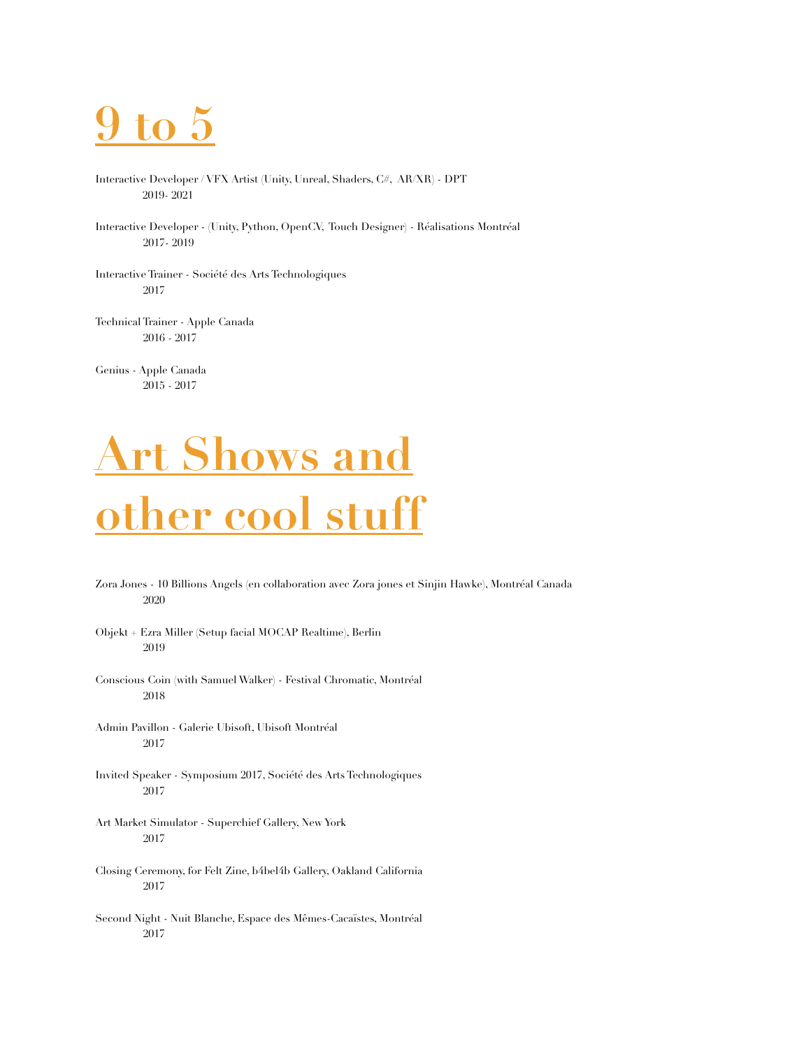# 9 to 5

Interactive Developer / VFX Artist (Unity, Unreal, Shaders, C#, AR/XR) - DPT
2019- 2021

Interactive Developer - (Unity, Python, OpenCV, Touch Designer) - Réalisations Montréal
2017- 2019

Interactive Trainer - Société des Arts Technologiques
2017

Technical Trainer - Apple Canada
2016 - 2017

Genius - Apple Canada
2015 - 2017

# Art Shows and other cool stuff

Zora Jones - 10 Billions Angels (en collaboration avec Zora jones et Sinjin Hawke), Montréal Canada
2020

Objekt + Ezra Miller (Setup facial MOCAP Realtime), Berlin
2019

Conscious Coin (with Samuel Walker) - Festival Chromatic, Montréal
2018

Admin Pavillon - Galerie Ubisoft, Ubisoft Montréal
2017

Invited Speaker - Symposium 2017, Société des Arts Technologiques
2017

Art Market Simulator - Superchief Gallery, New York
2017

Closing Ceremony, for Felt Zine, b4bel4b Gallery, Oakland California
2017

Second Night - Nuit Blanche, Espace des Mêmes-Cacaïstes, Montréal
2017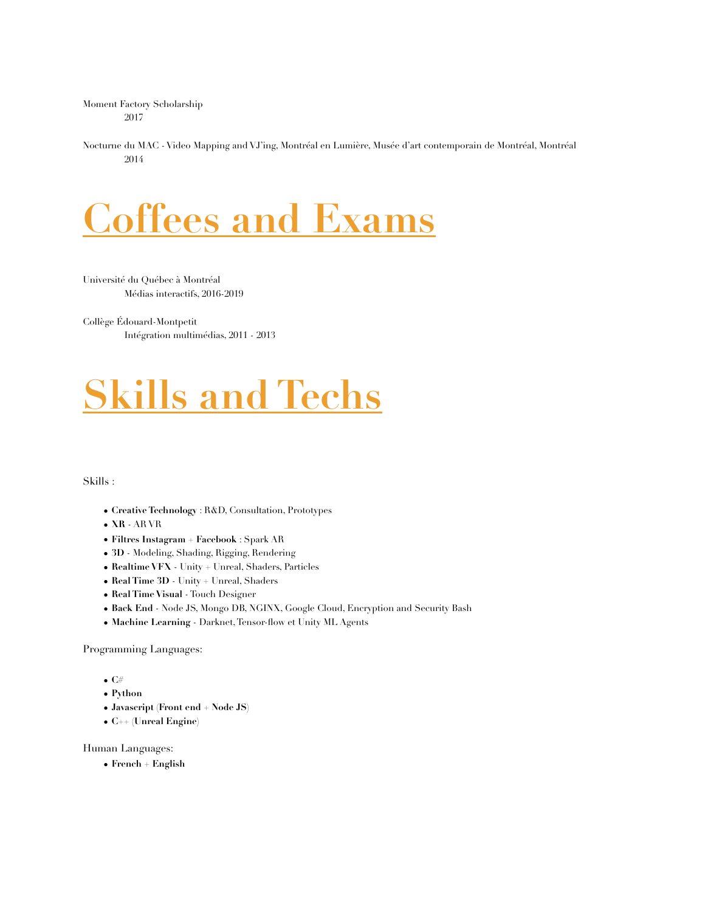Moment Factory Scholarship
    2017

Nocturne du MAC - Video Mapping and VJ'ing, Montréal en Lumière, Musée d'art contemporain de Montréal, Montréal
    2014

# Coffees and Exams

Université du Québec à Montréal
    Médias interactifs, 2016-2019

Collège Édouard-Montpetit
    Intégration multimédias, 2011 - 2013

# Skills and Techs

Skills :

- **Creative Technology** : R&D, Consultation, Prototypes
- **XR** - AR VR
- **Filtres Instagram** + **Facebook** : Spark AR
- **3D** - Modeling, Shading, Rigging, Rendering
- **Realtime VFX** - Unity + Unreal, Shaders, Particles
- **Real Time 3D** - Unity + Unreal, Shaders
- **Real Time Visual** - Touch Designer
- **Back End** - Node JS, Mongo DB, NGINX, Google Cloud, Encryption and Security Bash
- **Machine Learning** - Darknet, Tensor-flow et Unity ML Agents

Programming Languages:

- **C#**
- **Python**
- **Javascript** (**Front end** + **Node JS**)
- **C++** (**Unreal Engine**)

Human Languages:

- **French** + **English**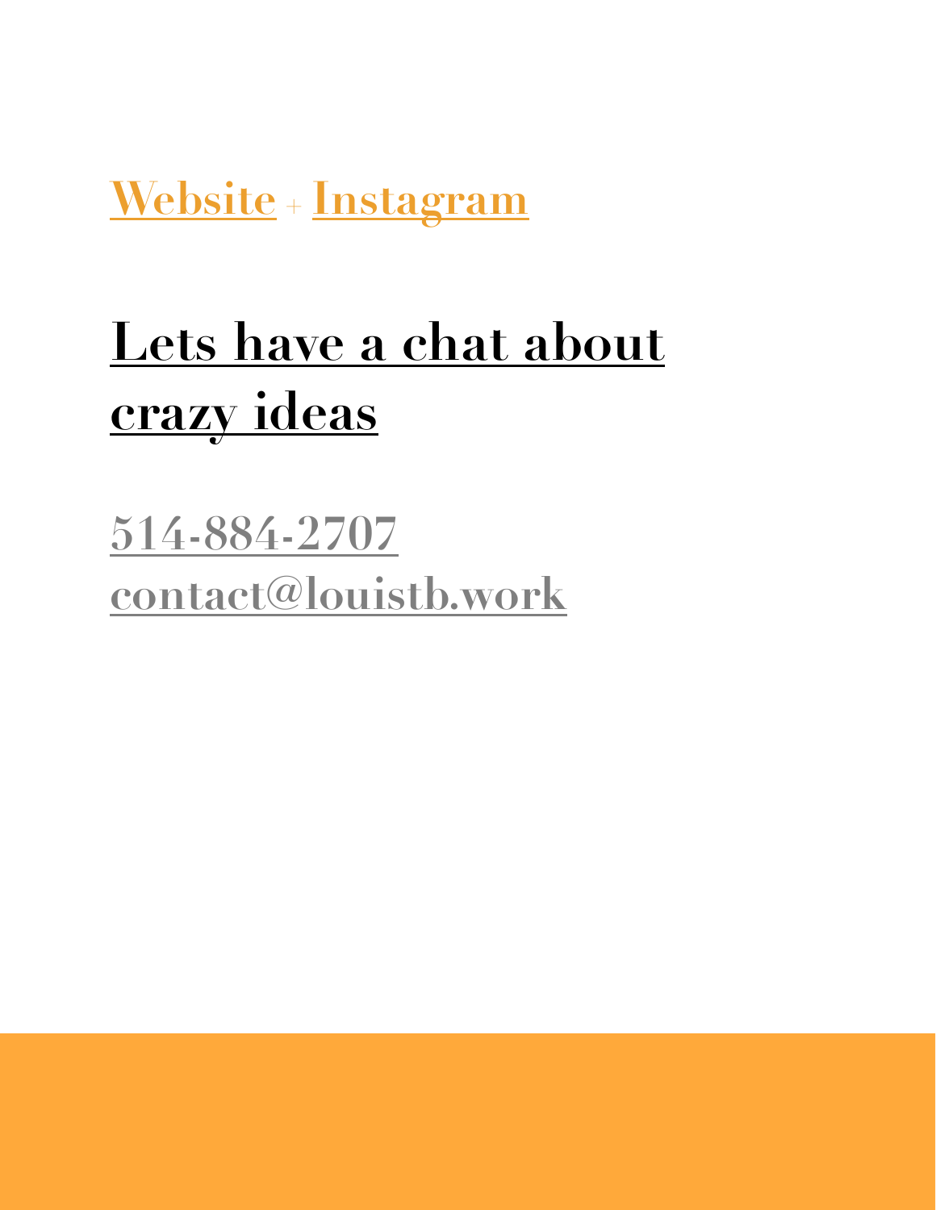Website + Instagram

## Lets have a chat about crazy ideas

514-884-2707
contact@louistb.work